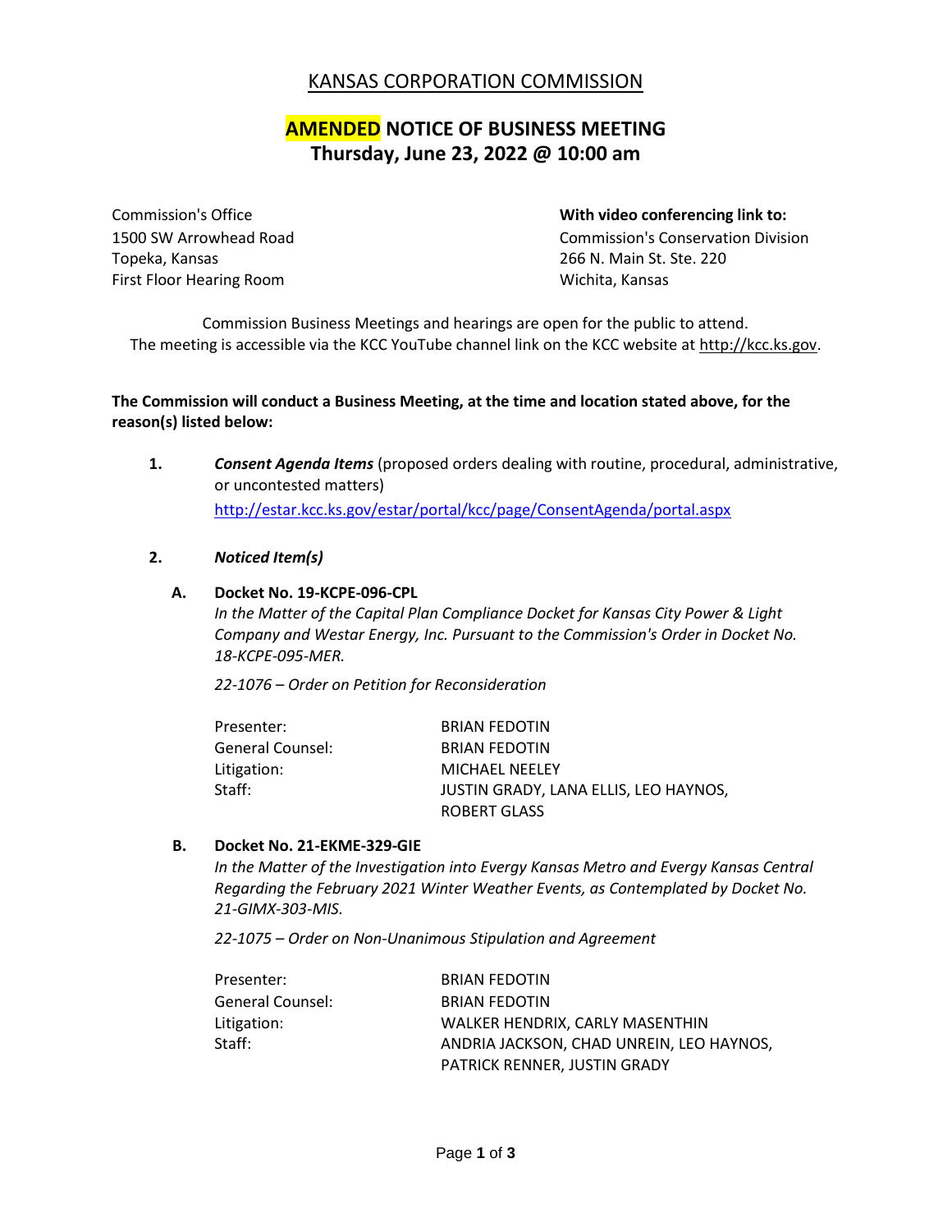# KANSAS CORPORATION COMMISSION

## AMENDED NOTICE OF BUSINESS MEETING
## Thursday, June 23, 2022 @ 10:00 am

Commission's Office
1500 SW Arrowhead Road
Topeka, Kansas
First Floor Hearing Room

**With video conferencing link to:**
Commission's Conservation Division
266 N. Main St. Ste. 220
Wichita, Kansas

Commission Business Meetings and hearings are open for the public to attend.
The meeting is accessible via the KCC YouTube channel link on the KCC website at http://kcc.ks.gov.

**The Commission will conduct a Business Meeting, at the time and location stated above, for the reason(s) listed below:**

**1.** ***Consent Agenda Items*** (proposed orders dealing with routine, procedural, administrative, or uncontested matters)
http://estar.kcc.ks.gov/estar/portal/kcc/page/ConsentAgenda/portal.aspx

**2.** ***Noticed Item(s)***

**A. Docket No. 19-KCPE-096-CPL**
*In the Matter of the Capital Plan Compliance Docket for Kansas City Power & Light Company and Westar Energy, Inc. Pursuant to the Commission's Order in Docket No. 18-KCPE-095-MER.*

*22-1076 – Order on Petition for Reconsideration*

| | |
|---|---|
| Presenter: | BRIAN FEDOTIN |
| General Counsel: | BRIAN FEDOTIN |
| Litigation: | MICHAEL NEELEY |
| Staff: | JUSTIN GRADY, LANA ELLIS, LEO HAYNOS, ROBERT GLASS |

**B. Docket No. 21-EKME-329-GIE**
*In the Matter of the Investigation into Evergy Kansas Metro and Evergy Kansas Central Regarding the February 2021 Winter Weather Events, as Contemplated by Docket No. 21-GIMX-303-MIS.*

*22-1075 – Order on Non-Unanimous Stipulation and Agreement*

| | |
|---|---|
| Presenter: | BRIAN FEDOTIN |
| General Counsel: | BRIAN FEDOTIN |
| Litigation: | WALKER HENDRIX, CARLY MASENTHIN |
| Staff: | ANDRIA JACKSON, CHAD UNREIN, LEO HAYNOS, PATRICK RENNER, JUSTIN GRADY |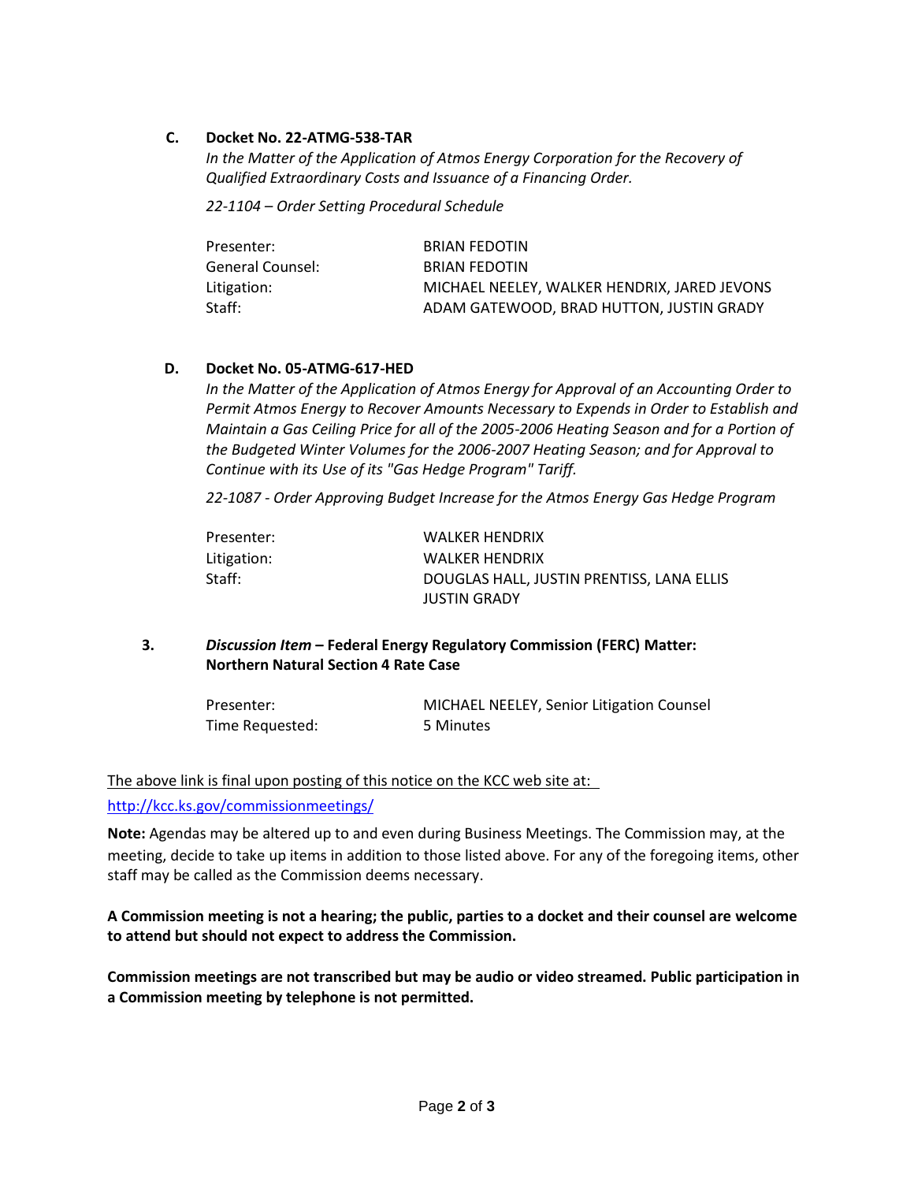**C. Docket No. 22-ATMG-538-TAR**

*In the Matter of the Application of Atmos Energy Corporation for the Recovery of Qualified Extraordinary Costs and Issuance of a Financing Order.*

*22-1104 – Order Setting Procedural Schedule*

| | |
|---|---|
| Presenter: | BRIAN FEDOTIN |
| General Counsel: | BRIAN FEDOTIN |
| Litigation: | MICHAEL NEELEY, WALKER HENDRIX, JARED JEVONS |
| Staff: | ADAM GATEWOOD, BRAD HUTTON, JUSTIN GRADY |

**D. Docket No. 05-ATMG-617-HED**

*In the Matter of the Application of Atmos Energy for Approval of an Accounting Order to Permit Atmos Energy to Recover Amounts Necessary to Expends in Order to Establish and Maintain a Gas Ceiling Price for all of the 2005-2006 Heating Season and for a Portion of the Budgeted Winter Volumes for the 2006-2007 Heating Season; and for Approval to Continue with its Use of its "Gas Hedge Program" Tariff.*

*22-1087 - Order Approving Budget Increase for the Atmos Energy Gas Hedge Program*

| | |
|---|---|
| Presenter: | WALKER HENDRIX |
| Litigation: | WALKER HENDRIX |
| Staff: | DOUGLAS HALL, JUSTIN PRENTISS, LANA ELLIS JUSTIN GRADY |

**3.** *Discussion Item* **– Federal Energy Regulatory Commission (FERC) Matter: Northern Natural Section 4 Rate Case**

| | |
|---|---|
| Presenter: | MICHAEL NEELEY, Senior Litigation Counsel |
| Time Requested: | 5 Minutes |

The above link is final upon posting of this notice on the KCC web site at:
http://kcc.ks.gov/commissionmeetings/

**Note:** Agendas may be altered up to and even during Business Meetings. The Commission may, at the meeting, decide to take up items in addition to those listed above. For any of the foregoing items, other staff may be called as the Commission deems necessary.

**A Commission meeting is not a hearing; the public, parties to a docket and their counsel are welcome to attend but should not expect to address the Commission.**

**Commission meetings are not transcribed but may be audio or video streamed. Public participation in a Commission meeting by telephone is not permitted.**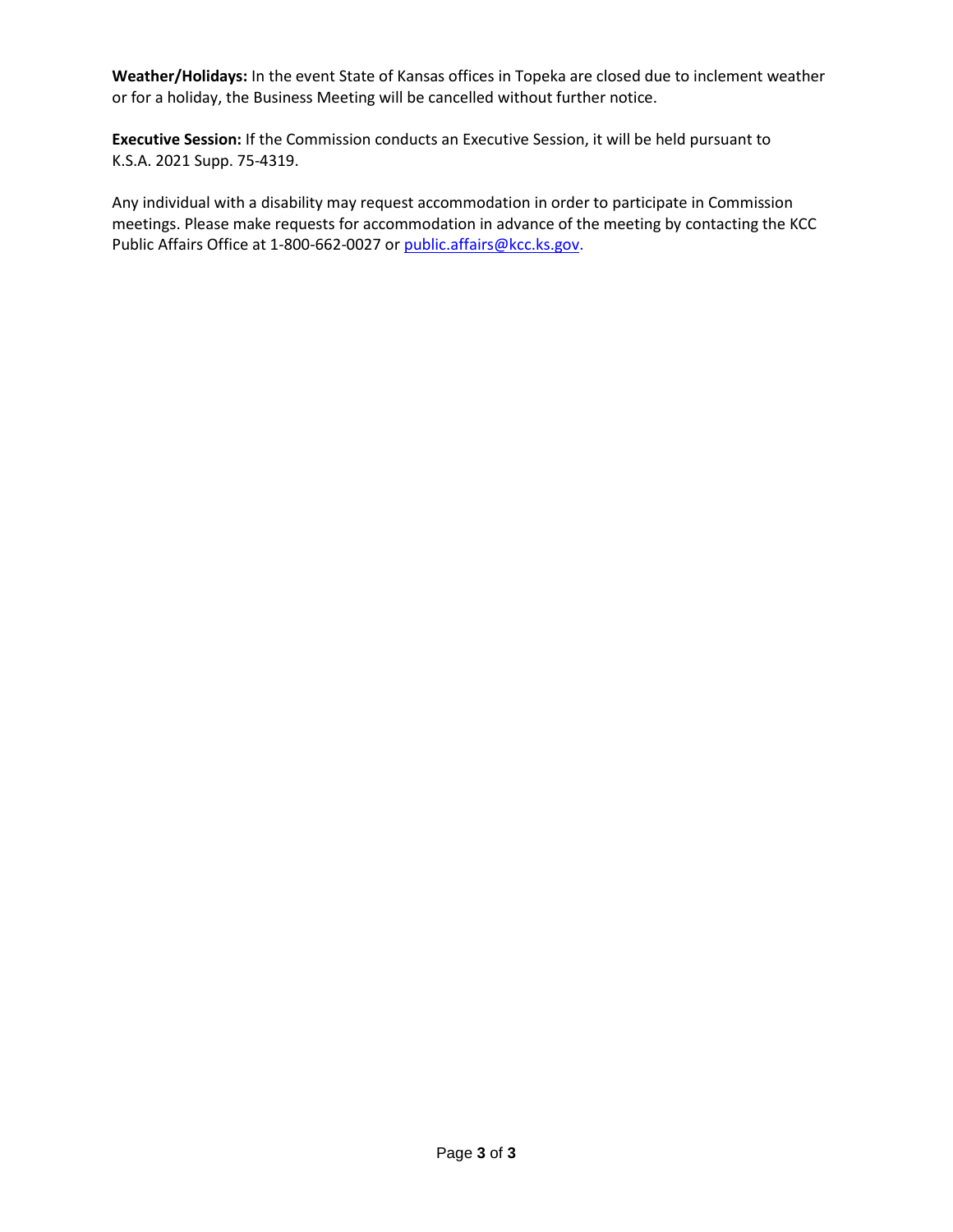**Weather/Holidays:** In the event State of Kansas offices in Topeka are closed due to inclement weather or for a holiday, the Business Meeting will be cancelled without further notice.

**Executive Session:** If the Commission conducts an Executive Session, it will be held pursuant to K.S.A. 2021 Supp. 75-4319.

Any individual with a disability may request accommodation in order to participate in Commission meetings. Please make requests for accommodation in advance of the meeting by contacting the KCC Public Affairs Office at 1-800-662-0027 or public.affairs@kcc.ks.gov.